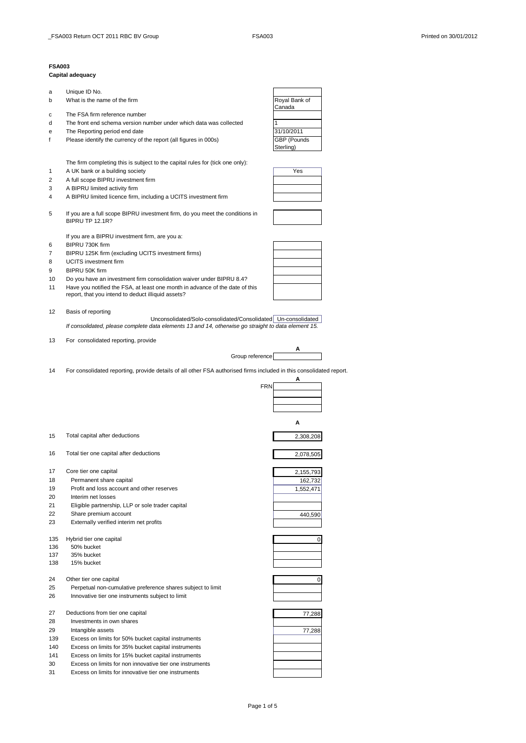**FSA003**
**Capital adequacy**

| | | |
|---|---|---|
| a | Unique ID No. | |
| b | What is the name of the firm | Royal Bank of Canada |
| c | The FSA firm reference number | |
| d | The front end schema version number under which data was collected | 1 |
| e | The Reporting period end date | 31/10/2011 |
| f | Please identify the currency of the report (all figures in 000s) | GBP (Pounds Sterling) |

The firm completing this is subject to the capital rules for (tick one only):

| | | |
|---|---|---|
| 1 | A UK bank or a building society | Yes |
| 2 | A full scope BIPRU investment firm | |
| 3 | A BIPRU limited activity firm | |
| 4 | A BIPRU limited licence firm, including a UCITS investment firm | |
| 5 | If you are a full scope BIPRU investment firm, do you meet the conditions in BIPRU TP 12.1R? | |

If you are a BIPRU investment firm, are you a:

| | | |
|---|---|---|
| 6 | BIPRU 730K firm | |
| 7 | BIPRU 125K firm (excluding UCITS investment firms) | |
| 8 | UCITS investment firm | |
| 9 | BIPRU 50K firm | |
| 10 | Do you have an investment firm consolidation waiver under BIPRU 8.4? | |
| 11 | Have you notified the FSA, at least one month in advance of the date of this report, that you intend to deduct illiquid assets? | |

12 Basis of reporting

Unconsolidated/Solo-consolidated/Consolidated: Un-consolidated

*If consolidated, please complete data elements 13 and 14, otherwise go straight to data element 15.*

13 For consolidated reporting, provide

| | A |
|---|---|
| Group reference | |

14 For consolidated reporting, provide details of all other FSA authorised firms included in this consolidated report.

| | A |
|---|---|
| FRN | |
| | |
| | |
| | |

| | | A |
|---|---|---|
| 15 | Total capital after deductions | 2,308,208 |
| 16 | Total tier one capital after deductions | 2,078,505 |
| 17 | Core tier one capital | 2,155,793 |
| 18 | Permanent share capital | 162,732 |
| 19 | Profit and loss account and other reserves | 1,552,471 |
| 20 | Interim net losses | |
| 21 | Eligible partnership, LLP or sole trader capital | |
| 22 | Share premium account | 440,590 |
| 23 | Externally verified interim net profits | |
| 135 | Hybrid tier one capital | 0 |
| 136 | 50% bucket | |
| 137 | 35% bucket | |
| 138 | 15% bucket | |
| 24 | Other tier one capital | 0 |
| 25 | Perpetual non-cumulative preference shares subject to limit | |
| 26 | Innovative tier one instruments subject to limit | |
| 27 | Deductions from tier one capital | 77,288 |
| 28 | Investments in own shares | |
| 29 | Intangible assets | 77,288 |
| 139 | Excess on limits for 50% bucket capital instruments | |
| 140 | Excess on limits for 35% bucket capital instruments | |
| 141 | Excess on limits for 15% bucket capital instruments | |
| 30 | Excess on limits for non innovative tier one instruments | |
| 31 | Excess on limits for innovative tier one instruments | |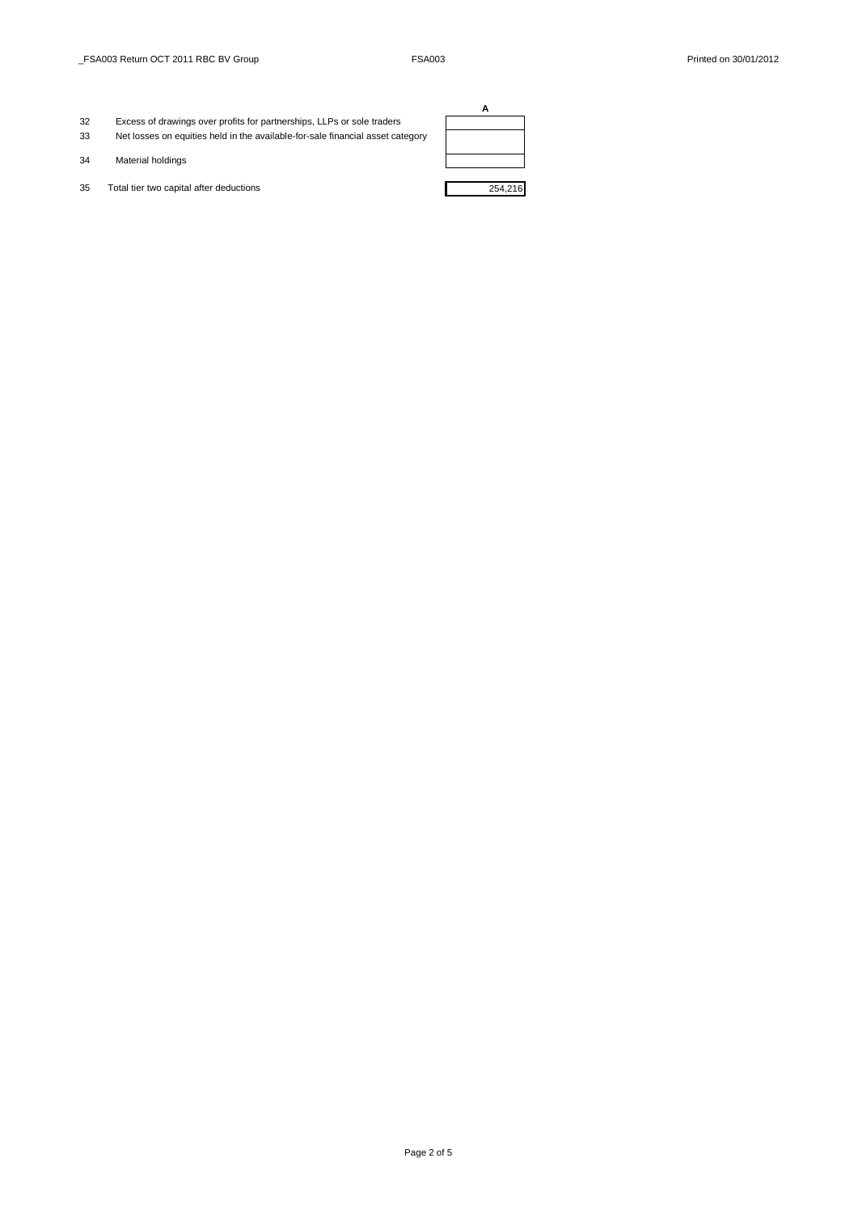|    |                                                                                 | A       |
|----|---------------------------------------------------------------------------------|---------|
| 32 | Excess of drawings over profits for partnerships, LLPs or sole traders          |         |
| 33 | Net losses on equities held in the available-for-sale financial asset category |         |
| 34 | Material holdings                                                               |         |
| 35 | Total tier two capital after deductions                                         | 254,216 |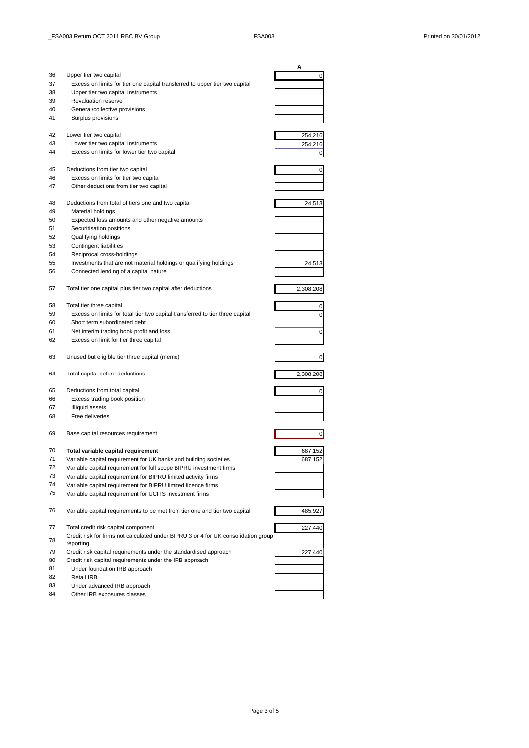| | | A |
|---|---|---|
| 36 | Upper tier two capital | 0 |
| 37 | Excess on limits for tier one capital transferred to upper tier two capital | |
| 38 | Upper tier two capital instruments | |
| 39 | Revaluation reserve | |
| 40 | General/collective provisions | |
| 41 | Surplus provisions | |
| 42 | Lower tier two capital | 254,216 |
| 43 | Lower tier two capital instruments | 254,216 |
| 44 | Excess on limits for lower tier two capital | 0 |
| 45 | Deductions from tier two capital | 0 |
| 46 | Excess on limits for tier two capital | |
| 47 | Other deductions from tier two capital | |
| 48 | Deductions from total of tiers one and two capital | 24,513 |
| 49 | Material holdings | |
| 50 | Expected loss amounts and other negative amounts | |
| 51 | Securitisation positions | |
| 52 | Qualifying holdings | |
| 53 | Contingent liabilities | |
| 54 | Reciprocal cross-holdings | |
| 55 | Investments that are not material holdings or qualifying holdings | 24,513 |
| 56 | Connected lending of a capital nature | |
| 57 | Total tier one capital plus tier two capital after deductions | 2,308,208 |
| 58 | Total tier three capital | 0 |
| 59 | Excess on limits for total tier two capital transferred to tier three capital | 0 |
| 60 | Short term subordinated debt | |
| 61 | Net interim trading book profit and loss | 0 |
| 62 | Excess on limit for tier three capital | |
| 63 | Unused but eligible tier three capital (memo) | 0 |
| 64 | Total capital before deductions | 2,308,208 |
| 65 | Deductions from total capital | 0 |
| 66 | Excess trading book position | |
| 67 | Illiquid assets | |
| 68 | Free deliveries | |
| 69 | Base capital resources requirement | 0 |
| 70 | **Total variable capital requirement** | 687,152 |
| 71 | Variable capital requirement for UK banks and building societies | 687,152 |
| 72 | Variable capital requirement for full scope BIPRU investment firms | |
| 73 | Variable capital requirement for BIPRU limited activity firms | |
| 74 | Variable capital requirement for BIPRU limited licence firms | |
| 75 | Variable capital requirement for UCITS investment firms | |
| 76 | Variable capital requirements to be met from tier one and tier two capital | 485,927 |
| 77 | Total credit risk capital component | 227,440 |
| 78 | Credit risk for firms not calculated under BIPRU 3 or 4 for UK consolidation group reporting | |
| 79 | Credit risk capital requirements under the standardised approach | 227,440 |
| 80 | Credit risk capital requirements under the IRB approach | |
| 81 | Under foundation IRB approach | |
| 82 | Retail IRB | |
| 83 | Under advanced IRB approach | |
| 84 | Other IRB exposures classes | |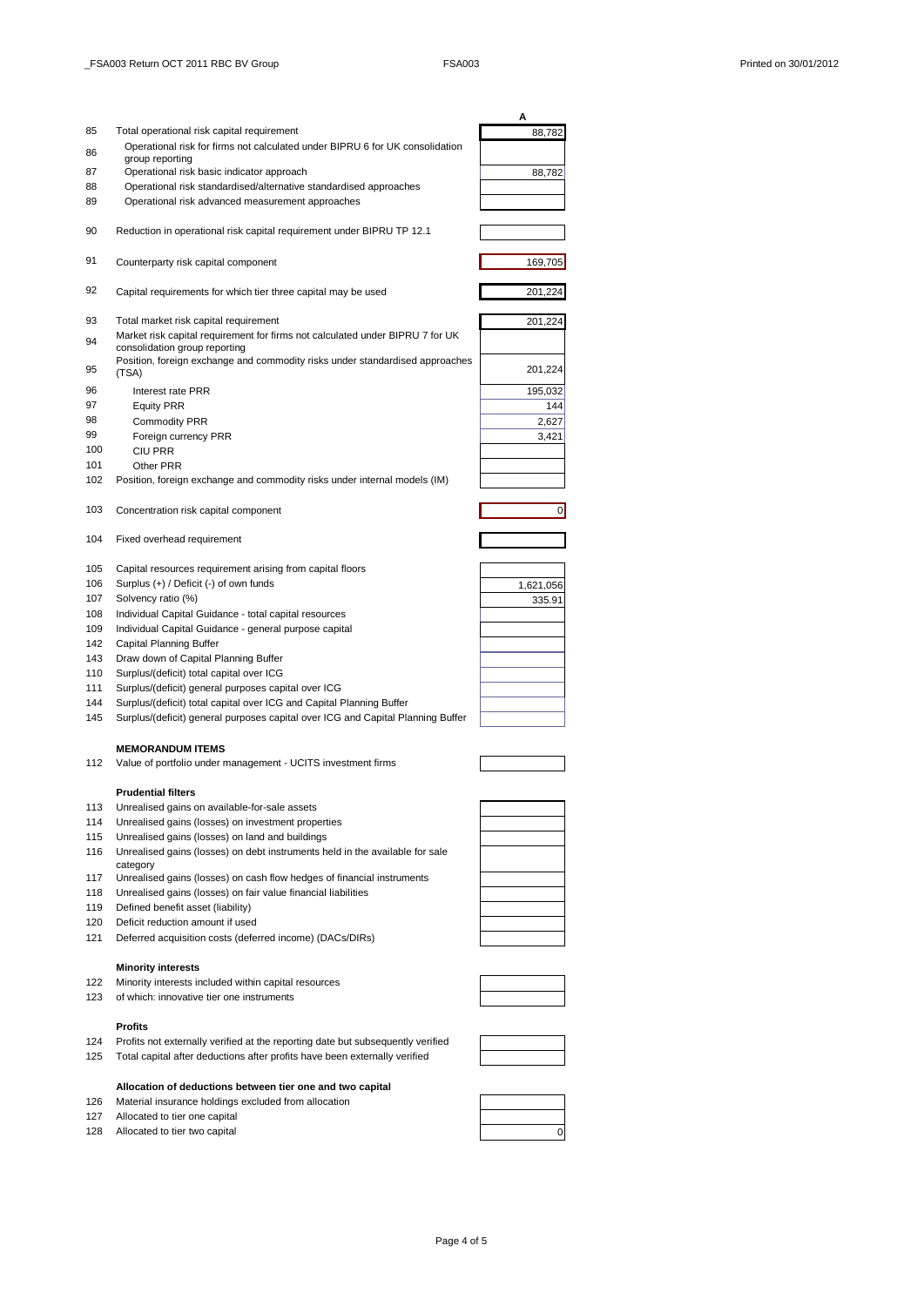| | | A |
|---|---|---|
| 85 | Total operational risk capital requirement | 88,782 |
| 86 | Operational risk for firms not calculated under BIPRU 6 for UK consolidation group reporting | |
| 87 | Operational risk basic indicator approach | 88,782 |
| 88 | Operational risk standardised/alternative standardised approaches | |
| 89 | Operational risk advanced measurement approaches | |
| 90 | Reduction in operational risk capital requirement under BIPRU TP 12.1 | |
| 91 | Counterparty risk capital component | 169,705 |
| 92 | Capital requirements for which tier three capital may be used | 201,224 |
| 93 | Total market risk capital requirement | 201,224 |
| 94 | Market risk capital requirement for firms not calculated under BIPRU 7 for UK consolidation group reporting | |
| 95 | Position, foreign exchange and commodity risks under standardised approaches (TSA) | 201,224 |
| 96 | Interest rate PRR | 195,032 |
| 97 | Equity PRR | 144 |
| 98 | Commodity PRR | 2,627 |
| 99 | Foreign currency PRR | 3,421 |
| 100 | CIU PRR | |
| 101 | Other PRR | |
| 102 | Position, foreign exchange and commodity risks under internal models (IM) | |
| 103 | Concentration risk capital component | 0 |
| 104 | Fixed overhead requirement | |
| 105 | Capital resources requirement arising from capital floors | |
| 106 | Surplus (+) / Deficit (-) of own funds | 1,621,056 |
| 107 | Solvency ratio (%) | 335.91 |
| 108 | Individual Capital Guidance - total capital resources | |
| 109 | Individual Capital Guidance - general purpose capital | |
| 142 | Capital Planning Buffer | |
| 143 | Draw down of Capital Planning Buffer | |
| 110 | Surplus/(deficit) total capital over ICG | |
| 111 | Surplus/(deficit) general purposes capital over ICG | |
| 144 | Surplus/(deficit) total capital over ICG and Capital Planning Buffer | |
| 145 | Surplus/(deficit) general purposes capital over ICG and Capital Planning Buffer | |

**MEMORANDUM ITEMS**

| | | A |
|---|---|---|
| 112 | Value of portfolio under management - UCITS investment firms | |

**Prudential filters**

| | | A |
|---|---|---|
| 113 | Unrealised gains on available-for-sale assets | |
| 114 | Unrealised gains (losses) on investment properties | |
| 115 | Unrealised gains (losses) on land and buildings | |
| 116 | Unrealised gains (losses) on debt instruments held in the available for sale category | |
| 117 | Unrealised gains (losses) on cash flow hedges of financial instruments | |
| 118 | Unrealised gains (losses) on fair value financial liabilities | |
| 119 | Defined benefit asset (liability) | |
| 120 | Deficit reduction amount if used | |
| 121 | Deferred acquisition costs (deferred income) (DACs/DIRs) | |

**Minority interests**

| | | A |
|---|---|---|
| 122 | Minority interests included within capital resources | |
| 123 | of which: innovative tier one instruments | |

**Profits**

| | | A |
|---|---|---|
| 124 | Profits not externally verified at the reporting date but subsequently verified | |
| 125 | Total capital after deductions after profits have been externally verified | |

**Allocation of deductions between tier one and two capital**

| | | A |
|---|---|---|
| 126 | Material insurance holdings excluded from allocation | |
| 127 | Allocated to tier one capital | |
| 128 | Allocated to tier two capital | 0 |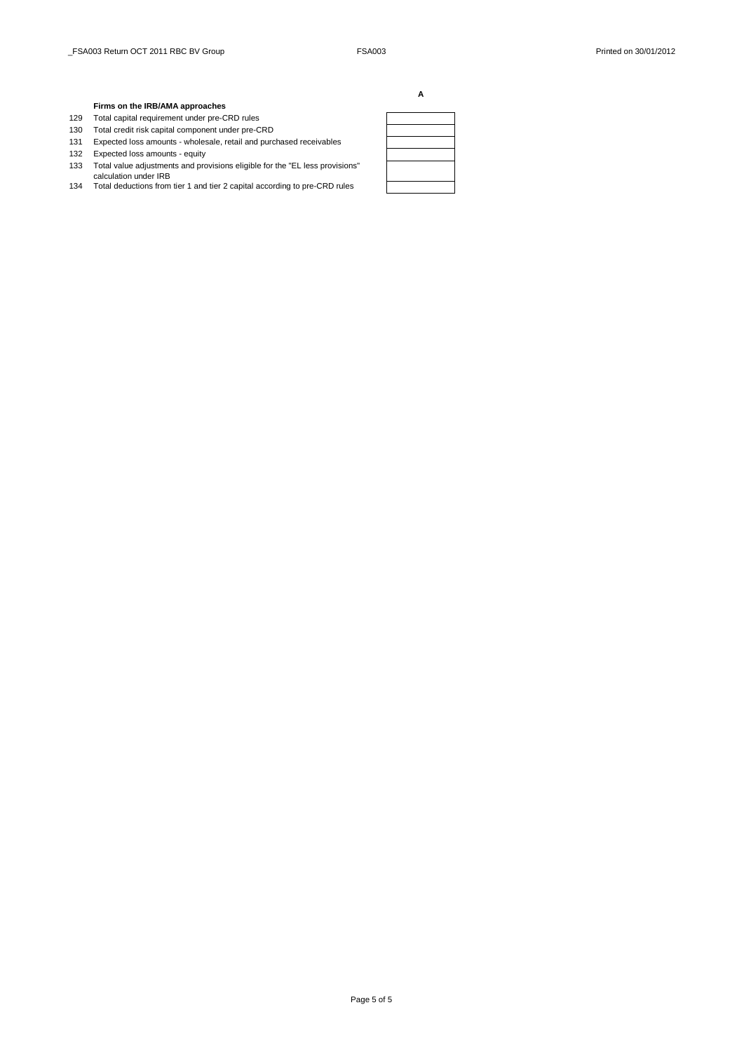| | | A |
|---|---|---|
| | **Firms on the IRB/AMA approaches** | |
| 129 | Total capital requirement under pre-CRD rules | |
| 130 | Total credit risk capital component under pre-CRD | |
| 131 | Expected loss amounts - wholesale, retail and purchased receivables | |
| 132 | Expected loss amounts - equity | |
| 133 | Total value adjustments and provisions eligible for the "EL less provisions" calculation under IRB | |
| 134 | Total deductions from tier 1 and tier 2 capital according to pre-CRD rules | |